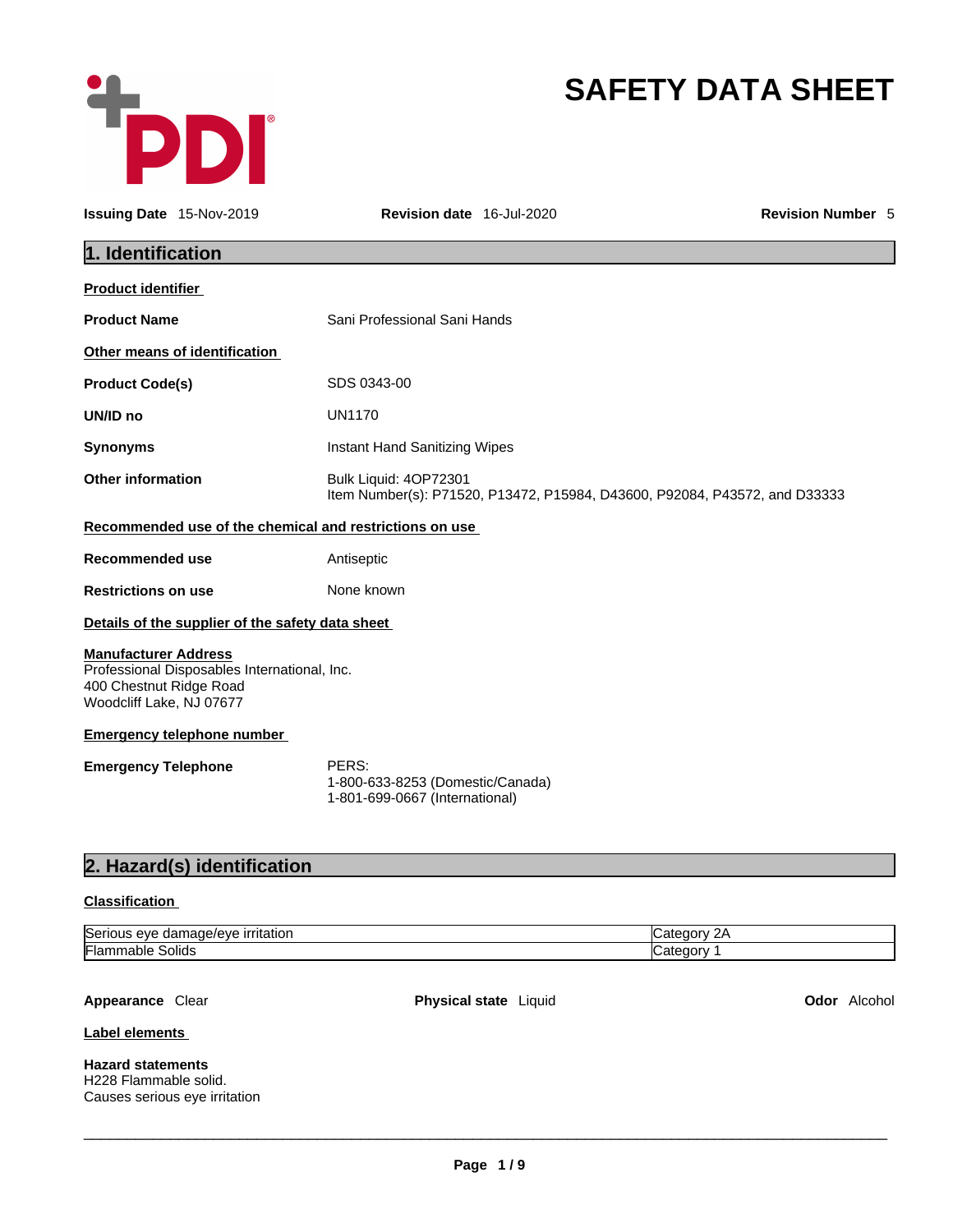# SAFETY DATA SHEET

**Issuing Date** 15-Nov-2019 **Revision date** 16-Jul-2020 **Revision Number** 5

## 1. Identification

**Product identifier**

**Product Name** Sani Professional Sani Hands

**Other means of identification**

**Product Code(s)** SDS 0343-00

**UN/ID no** UN1170

**Synonyms** Instant Hand Sanitizing Wipes

**Other information** Bulk Liquid: 4OP72301
Item Number(s): P71520, P13472, P15984, D43600, P92084, P43572, and D33333

**Recommended use of the chemical and restrictions on use**

**Recommended use** Antiseptic

**Restrictions on use** None known

**Details of the supplier of the safety data sheet**

**Manufacturer Address**
Professional Disposables International, Inc.
400 Chestnut Ridge Road
Woodcliff Lake, NJ 07677

**Emergency telephone number**

**Emergency Telephone** PERS:
1-800-633-8253 (Domestic/Canada)
1-801-699-0667 (International)

## 2. Hazard(s) identification

**Classification**

| | |
|---|---|
| Serious eye damage/eye irritation | Category 2A |
| Flammable Solids | Category 1 |

**Appearance** Clear **Physical state** Liquid **Odor** Alcohol

**Label elements**

**Hazard statements**
H228 Flammable solid.
Causes serious eye irritation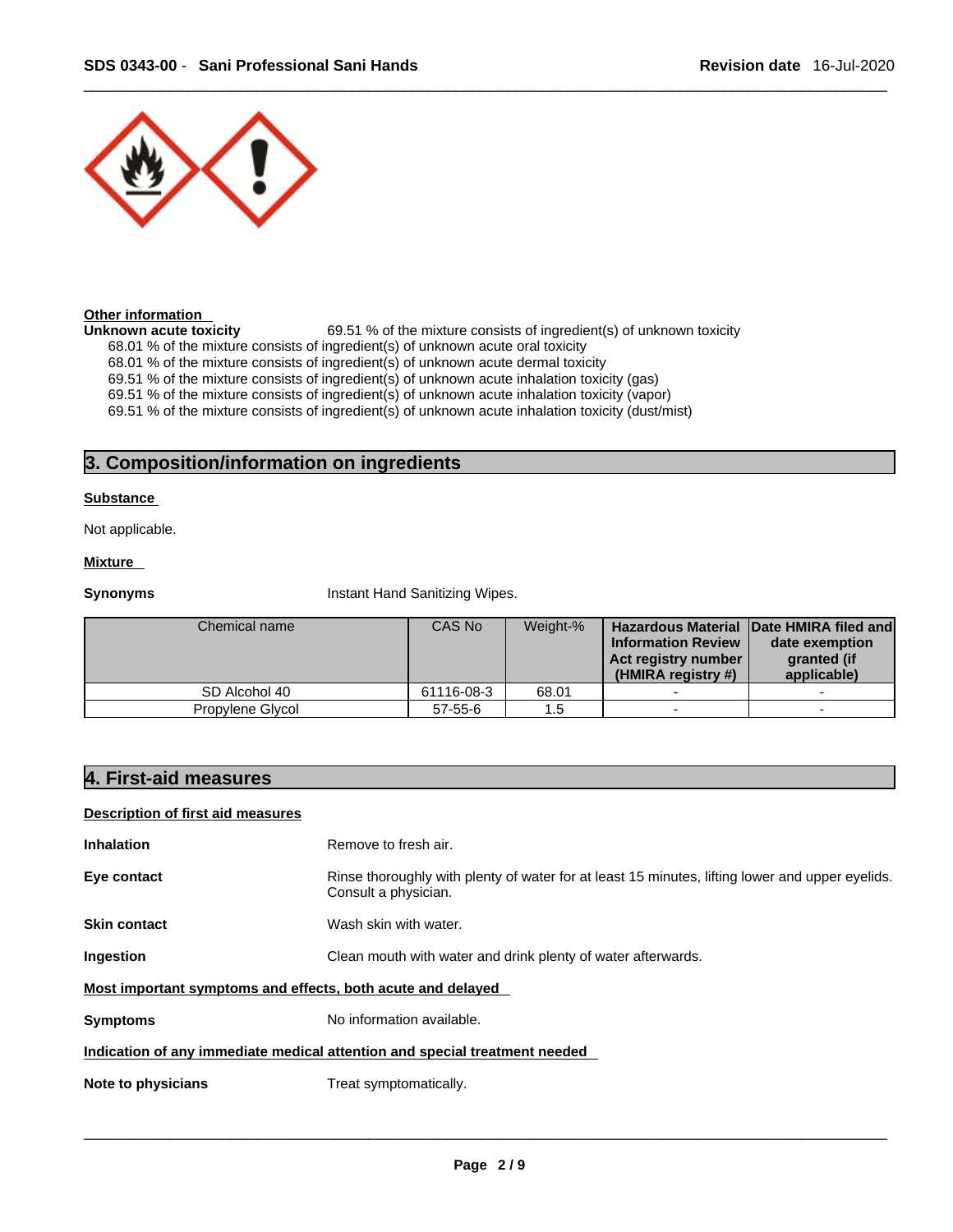**Other information**

**Unknown acute toxicity** 69.51 % of the mixture consists of ingredient(s) of unknown toxicity

68.01 % of the mixture consists of ingredient(s) of unknown acute oral toxicity
68.01 % of the mixture consists of ingredient(s) of unknown acute dermal toxicity
69.51 % of the mixture consists of ingredient(s) of unknown acute inhalation toxicity (gas)
69.51 % of the mixture consists of ingredient(s) of unknown acute inhalation toxicity (vapor)
69.51 % of the mixture consists of ingredient(s) of unknown acute inhalation toxicity (dust/mist)

## 3. Composition/information on ingredients

**Substance**

Not applicable.

**Mixture**

**Synonyms** Instant Hand Sanitizing Wipes.

| Chemical name | CAS No | Weight-% | Hazardous Material Information Review Act registry number (HMIRA registry #) | Date HMIRA filed and date exemption granted (if applicable) |
|---|---|---|---|---|
| SD Alcohol 40 | 61116-08-3 | 68.01 | - | - |
| Propylene Glycol | 57-55-6 | 1.5 | - | - |

## 4. First-aid measures

**Description of first aid measures**

**Inhalation** Remove to fresh air.

**Eye contact** Rinse thoroughly with plenty of water for at least 15 minutes, lifting lower and upper eyelids. Consult a physician.

**Skin contact** Wash skin with water.

**Ingestion** Clean mouth with water and drink plenty of water afterwards.

**Most important symptoms and effects, both acute and delayed**

**Symptoms** No information available.

**Indication of any immediate medical attention and special treatment needed**

**Note to physicians** Treat symptomatically.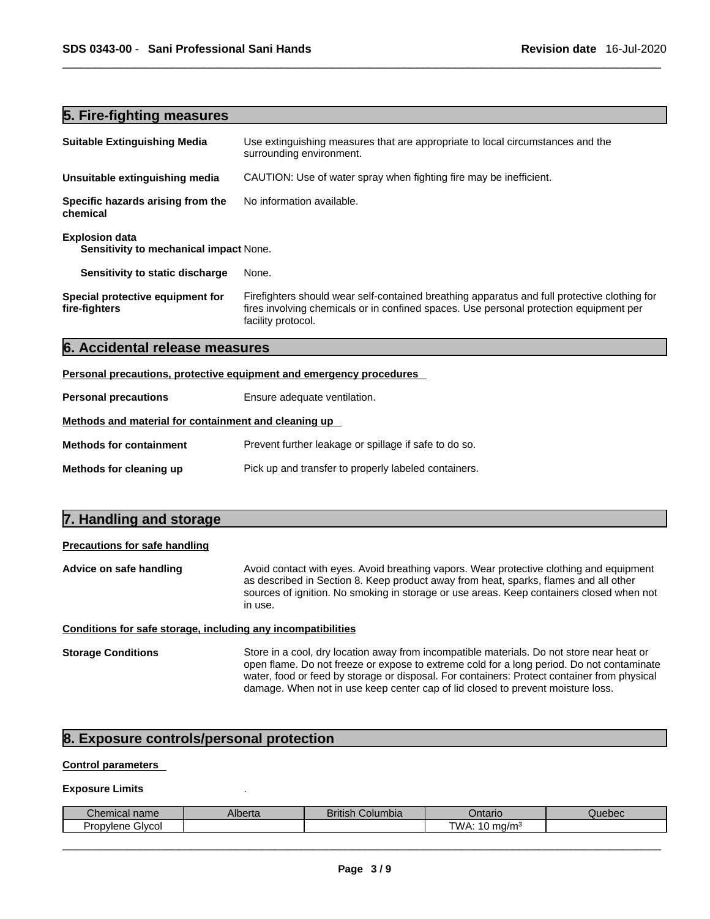## 5. Fire-fighting measures

**Suitable Extinguishing Media** Use extinguishing measures that are appropriate to local circumstances and the surrounding environment.

**Unsuitable extinguishing media** CAUTION: Use of water spray when fighting fire may be inefficient.

**Specific hazards arising from the chemical** No information available.

**Explosion data**

**Sensitivity to mechanical impact** None.

**Sensitivity to static discharge** None.

**Special protective equipment for fire-fighters** Firefighters should wear self-contained breathing apparatus and full protective clothing for fires involving chemicals or in confined spaces. Use personal protection equipment per facility protocol.

## 6. Accidental release measures

**Personal precautions, protective equipment and emergency procedures**

**Personal precautions** Ensure adequate ventilation.

**Methods and material for containment and cleaning up**

**Methods for containment** Prevent further leakage or spillage if safe to do so.

**Methods for cleaning up** Pick up and transfer to properly labeled containers.

## 7. Handling and storage

**Precautions for safe handling**

**Advice on safe handling** Avoid contact with eyes. Avoid breathing vapors. Wear protective clothing and equipment as described in Section 8. Keep product away from heat, sparks, flames and all other sources of ignition. No smoking in storage or use areas. Keep containers closed when not in use.

**Conditions for safe storage, including any incompatibilities**

**Storage Conditions** Store in a cool, dry location away from incompatible materials. Do not store near heat or open flame. Do not freeze or expose to extreme cold for a long period. Do not contaminate water, food or feed by storage or disposal. For containers: Protect container from physical damage. When not in use keep center cap of lid closed to prevent moisture loss.

## 8. Exposure controls/personal protection

**Control parameters**

**Exposure Limits** .

| Chemical name | Alberta | British Columbia | Ontario | Quebec |
|---|---|---|---|---|
| Propylene Glycol | | | TWA: 10 mg/m$^3$ | |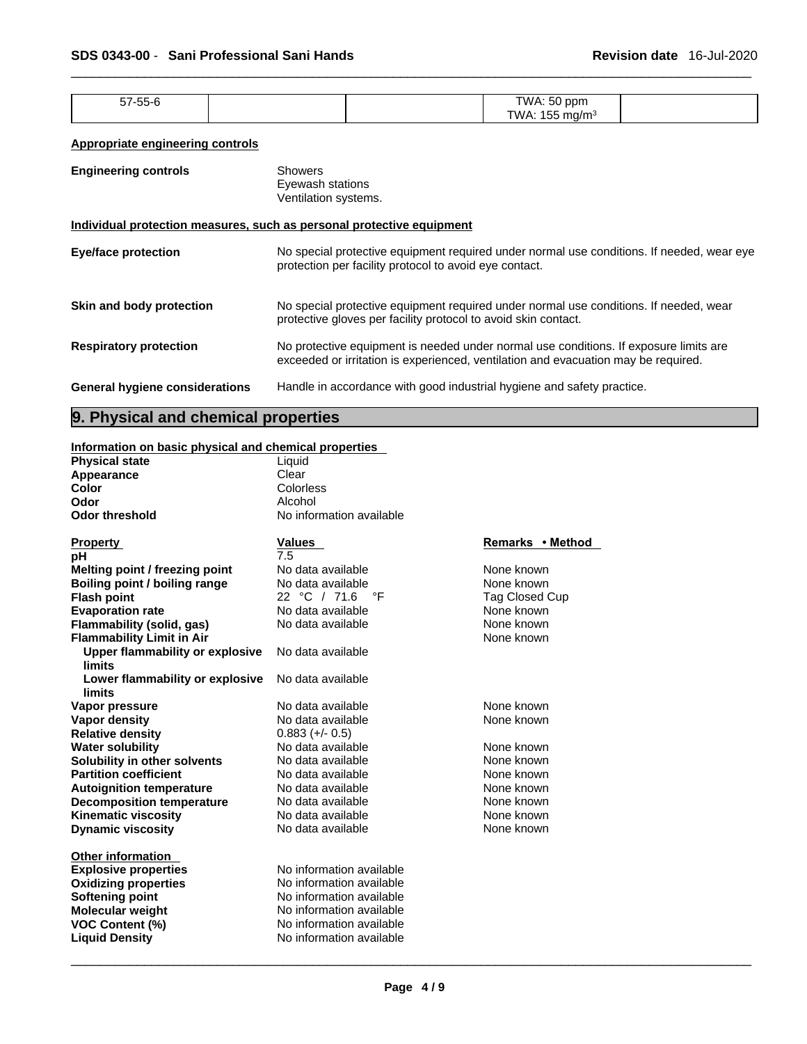| 57-55-6 | | | TWA: 50 ppm<br>TWA: 155 mg/m³ | |
|---|---|---|---|---|

**Appropriate engineering controls**

**Engineering controls** Showers
Eyewash stations
Ventilation systems.

**Individual protection measures, such as personal protective equipment**

**Eye/face protection** No special protective equipment required under normal use conditions. If needed, wear eye protection per facility protocol to avoid eye contact.

**Skin and body protection** No special protective equipment required under normal use conditions. If needed, wear protective gloves per facility protocol to avoid skin contact.

**Respiratory protection** No protective equipment is needed under normal use conditions. If exposure limits are exceeded or irritation is experienced, ventilation and evacuation may be required.

**General hygiene considerations** Handle in accordance with good industrial hygiene and safety practice.

## 9. Physical and chemical properties

**Information on basic physical and chemical properties**

| | |
|---|---|
| **Physical state** | Liquid |
| **Appearance** | Clear |
| **Color** | Colorless |
| **Odor** | Alcohol |
| **Odor threshold** | No information available |

| **Property** | **Values** | **Remarks • Method** |
|---|---|---|
| **pH** | 7.5 | |
| **Melting point / freezing point** | No data available | None known |
| **Boiling point / boiling range** | No data available | None known |
| **Flash point** | 22 °C / 71.6 °F | Tag Closed Cup |
| **Evaporation rate** | No data available | None known |
| **Flammability (solid, gas)** | No data available | None known |
| **Flammability Limit in Air** | | None known |
| **Upper flammability or explosive limits** | No data available | |
| **Lower flammability or explosive limits** | No data available | |
| **Vapor pressure** | No data available | None known |
| **Vapor density** | No data available | None known |
| **Relative density** | 0.883 (+/- 0.5) | |
| **Water solubility** | No data available | None known |
| **Solubility in other solvents** | No data available | None known |
| **Partition coefficient** | No data available | None known |
| **Autoignition temperature** | No data available | None known |
| **Decomposition temperature** | No data available | None known |
| **Kinematic viscosity** | No data available | None known |
| **Dynamic viscosity** | No data available | None known |

**Other information**

| | |
|---|---|
| **Explosive properties** | No information available |
| **Oxidizing properties** | No information available |
| **Softening point** | No information available |
| **Molecular weight** | No information available |
| **VOC Content (%)** | No information available |
| **Liquid Density** | No information available |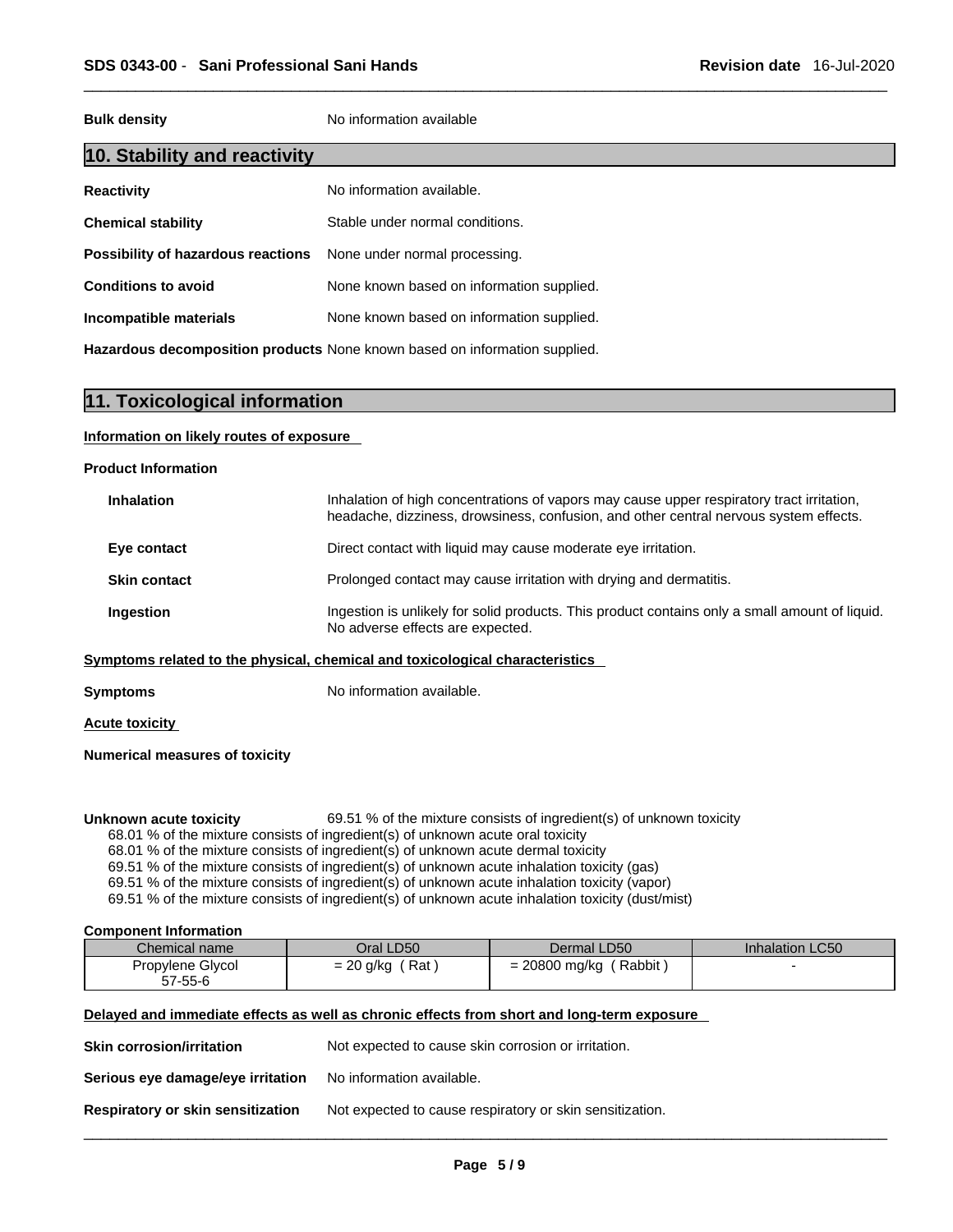**Bulk density** No information available

## 10. Stability and reactivity

**Reactivity** No information available.

**Chemical stability** Stable under normal conditions.

**Possibility of hazardous reactions** None under normal processing.

**Conditions to avoid** None known based on information supplied.

**Incompatible materials** None known based on information supplied.

**Hazardous decomposition products** None known based on information supplied.

## 11. Toxicological information

**Information on likely routes of exposure**

**Product Information**

**Inhalation** Inhalation of high concentrations of vapors may cause upper respiratory tract irritation, headache, dizziness, drowsiness, confusion, and other central nervous system effects.

**Eye contact** Direct contact with liquid may cause moderate eye irritation.

**Skin contact** Prolonged contact may cause irritation with drying and dermatitis.

**Ingestion** Ingestion is unlikely for solid products. This product contains only a small amount of liquid. No adverse effects are expected.

**Symptoms related to the physical, chemical and toxicological characteristics**

**Symptoms** No information available.

**Acute toxicity**

**Numerical measures of toxicity**

**Unknown acute toxicity** 69.51 % of the mixture consists of ingredient(s) of unknown toxicity

68.01 % of the mixture consists of ingredient(s) of unknown acute oral toxicity
68.01 % of the mixture consists of ingredient(s) of unknown acute dermal toxicity
69.51 % of the mixture consists of ingredient(s) of unknown acute inhalation toxicity (gas)
69.51 % of the mixture consists of ingredient(s) of unknown acute inhalation toxicity (vapor)
69.51 % of the mixture consists of ingredient(s) of unknown acute inhalation toxicity (dust/mist)

**Component Information**

| Chemical name | Oral LD50 | Dermal LD50 | Inhalation LC50 |
|---|---|---|---|
| Propylene Glycol 57-55-6 | = 20 g/kg ( Rat ) | = 20800 mg/kg ( Rabbit ) | - |

**Delayed and immediate effects as well as chronic effects from short and long-term exposure**

**Skin corrosion/irritation** Not expected to cause skin corrosion or irritation.

**Serious eye damage/eye irritation** No information available.

**Respiratory or skin sensitization** Not expected to cause respiratory or skin sensitization.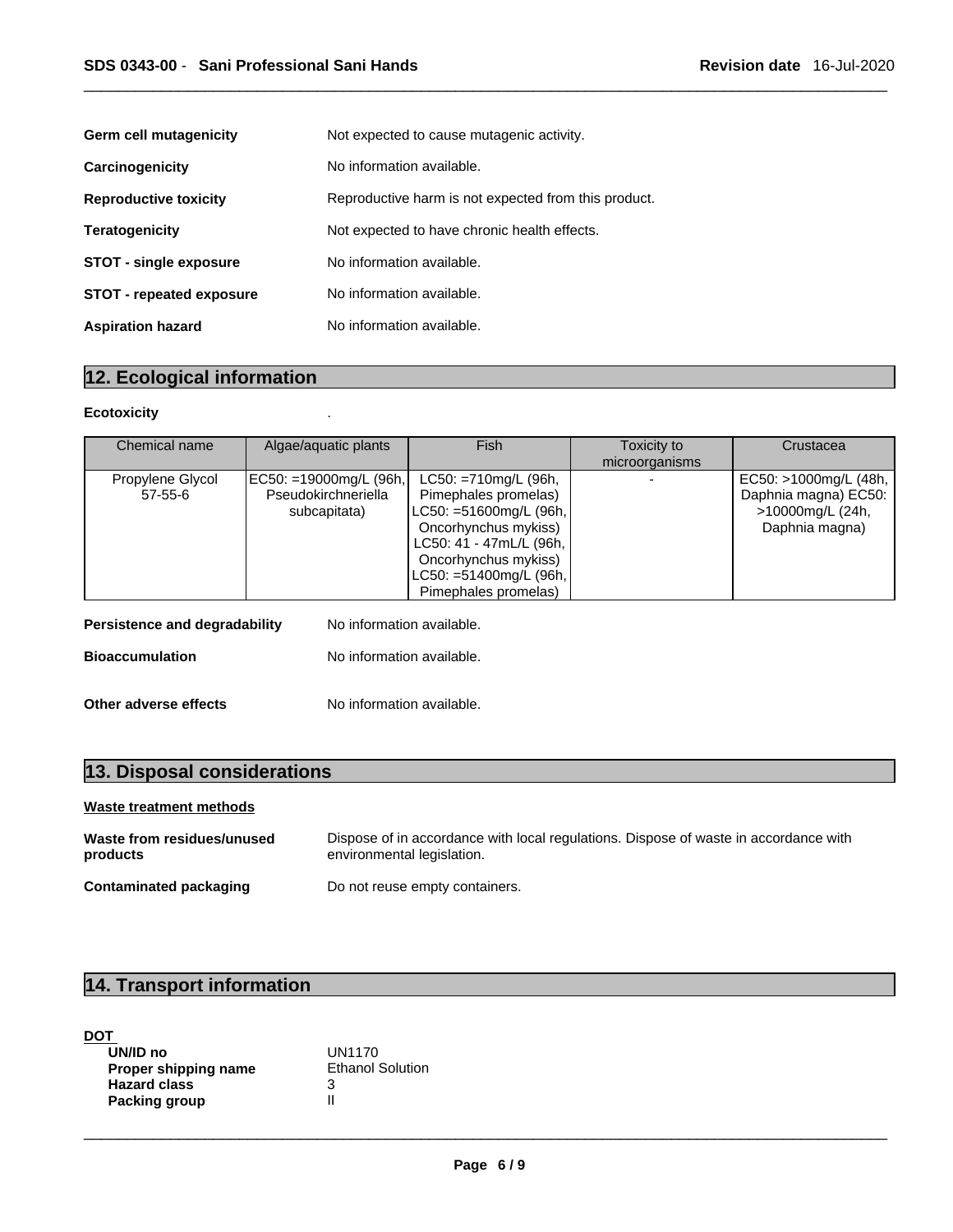| | |
|---|---|
| **Germ cell mutagenicity** | Not expected to cause mutagenic activity. |
| **Carcinogenicity** | No information available. |
| **Reproductive toxicity** | Reproductive harm is not expected from this product. |
| **Teratogenicity** | Not expected to have chronic health effects. |
| **STOT - single exposure** | No information available. |
| **STOT - repeated exposure** | No information available. |
| **Aspiration hazard** | No information available. |

## 12. Ecological information

**Ecotoxicity** .

| Chemical name | Algae/aquatic plants | Fish | Toxicity to microorganisms | Crustacea |
|---|---|---|---|---|
| Propylene Glycol 57-55-6 | EC50: =19000mg/L (96h, Pseudokirchneriella subcapitata) | LC50: =710mg/L (96h, Pimephales promelas) LC50: =51600mg/L (96h, Oncorhynchus mykiss) LC50: 41 - 47mL/L (96h, Oncorhynchus mykiss) LC50: =51400mg/L (96h, Pimephales promelas) | - | EC50: >1000mg/L (48h, Daphnia magna) EC50: >10000mg/L (24h, Daphnia magna) |

| | |
|---|---|
| **Persistence and degradability** | No information available. |
| **Bioaccumulation** | No information available. |
| **Other adverse effects** | No information available. |

## 13. Disposal considerations

**Waste treatment methods**

| | |
|---|---|
| **Waste from residues/unused products** | Dispose of in accordance with local regulations. Dispose of waste in accordance with environmental legislation. |
| **Contaminated packaging** | Do not reuse empty containers. |

## 14. Transport information

**DOT**

| | |
|---|---|
| **UN/ID no** | UN1170 |
| **Proper shipping name** | Ethanol Solution |
| **Hazard class** | 3 |
| **Packing group** | II |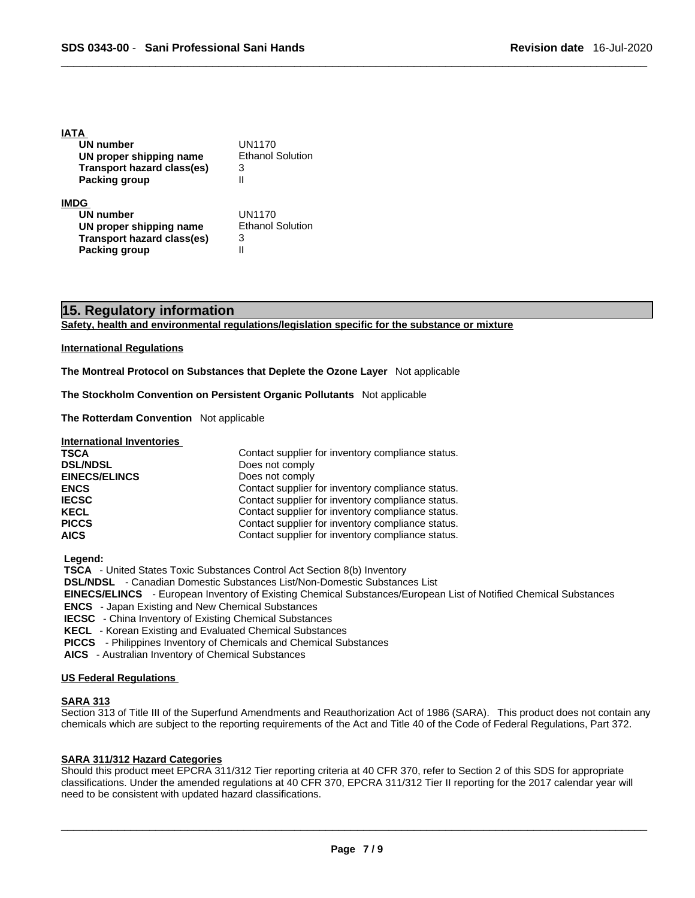**IATA**

| | |
|---|---|
| **UN number** | UN1170 |
| **UN proper shipping name** | Ethanol Solution |
| **Transport hazard class(es)** | 3 |
| **Packing group** | II |

**IMDG**

| | |
|---|---|
| **UN number** | UN1170 |
| **UN proper shipping name** | Ethanol Solution |
| **Transport hazard class(es)** | 3 |
| **Packing group** | II |

## 15. Regulatory information

**Safety, health and environmental regulations/legislation specific for the substance or mixture**

**International Regulations**

**The Montreal Protocol on Substances that Deplete the Ozone Layer** Not applicable

**The Stockholm Convention on Persistent Organic Pollutants** Not applicable

**The Rotterdam Convention** Not applicable

**International Inventories**

| | |
|---|---|
| **TSCA** | Contact supplier for inventory compliance status. |
| **DSL/NDSL** | Does not comply |
| **EINECS/ELINCS** | Does not comply |
| **ENCS** | Contact supplier for inventory compliance status. |
| **IECSC** | Contact supplier for inventory compliance status. |
| **KECL** | Contact supplier for inventory compliance status. |
| **PICCS** | Contact supplier for inventory compliance status. |
| **AICS** | Contact supplier for inventory compliance status. |

**Legend:**

**TSCA** - United States Toxic Substances Control Act Section 8(b) Inventory
**DSL/NDSL** - Canadian Domestic Substances List/Non-Domestic Substances List
**EINECS/ELINCS** - European Inventory of Existing Chemical Substances/European List of Notified Chemical Substances
**ENCS** - Japan Existing and New Chemical Substances
**IECSC** - China Inventory of Existing Chemical Substances
**KECL** - Korean Existing and Evaluated Chemical Substances
**PICCS** - Philippines Inventory of Chemicals and Chemical Substances
**AICS** - Australian Inventory of Chemical Substances

**US Federal Regulations**

**SARA 313**

Section 313 of Title III of the Superfund Amendments and Reauthorization Act of 1986 (SARA). This product does not contain any chemicals which are subject to the reporting requirements of the Act and Title 40 of the Code of Federal Regulations, Part 372.

**SARA 311/312 Hazard Categories**

Should this product meet EPCRA 311/312 Tier reporting criteria at 40 CFR 370, refer to Section 2 of this SDS for appropriate classifications. Under the amended regulations at 40 CFR 370, EPCRA 311/312 Tier II reporting for the 2017 calendar year will need to be consistent with updated hazard classifications.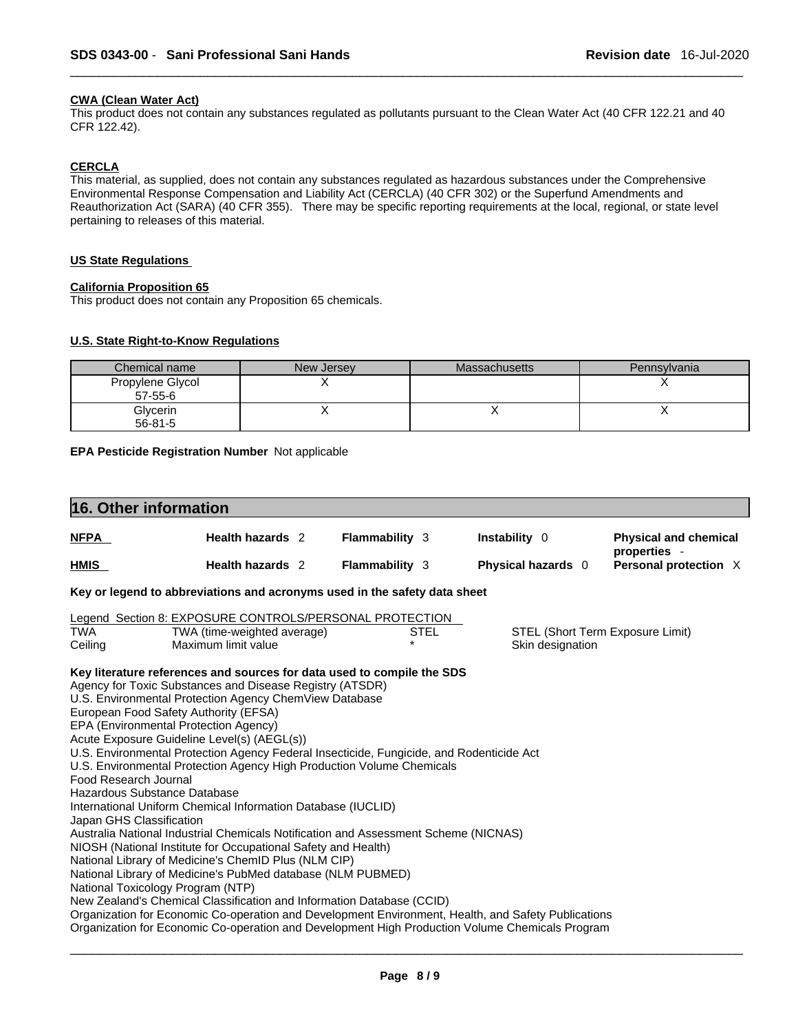**CWA (Clean Water Act)**

This product does not contain any substances regulated as pollutants pursuant to the Clean Water Act (40 CFR 122.21 and 40 CFR 122.42).

**CERCLA**

This material, as supplied, does not contain any substances regulated as hazardous substances under the Comprehensive Environmental Response Compensation and Liability Act (CERCLA) (40 CFR 302) or the Superfund Amendments and Reauthorization Act (SARA) (40 CFR 355). There may be specific reporting requirements at the local, regional, or state level pertaining to releases of this material.

**US State Regulations**

**California Proposition 65**

This product does not contain any Proposition 65 chemicals.

**U.S. State Right-to-Know Regulations**

| Chemical name | New Jersey | Massachusetts | Pennsylvania |
|---|---|---|---|
| Propylene Glycol 57-55-6 | X | | X |
| Glycerin 56-81-5 | X | X | X |

**EPA Pesticide Registration Number** Not applicable

## 16. Other information

| | | | | |
|---|---|---|---|---|
| **NFPA** | **Health hazards** 2 | **Flammability** 3 | **Instability** 0 | **Physical and chemical properties** - |
| **HMIS** | **Health hazards** 2 | **Flammability** 3 | **Physical hazards** 0 | **Personal protection** X |

**Key or legend to abbreviations and acronyms used in the safety data sheet**

Legend Section 8: EXPOSURE CONTROLS/PERSONAL PROTECTION

| | | | |
|---|---|---|---|
| TWA | TWA (time-weighted average) | STEL | STEL (Short Term Exposure Limit) |
| Ceiling | Maximum limit value | * | Skin designation |

**Key literature references and sources for data used to compile the SDS**

Agency for Toxic Substances and Disease Registry (ATSDR)
U.S. Environmental Protection Agency ChemView Database
European Food Safety Authority (EFSA)
EPA (Environmental Protection Agency)
Acute Exposure Guideline Level(s) (AEGL(s))
U.S. Environmental Protection Agency Federal Insecticide, Fungicide, and Rodenticide Act
U.S. Environmental Protection Agency High Production Volume Chemicals
Food Research Journal
Hazardous Substance Database
International Uniform Chemical Information Database (IUCLID)
Japan GHS Classification
Australia National Industrial Chemicals Notification and Assessment Scheme (NICNAS)
NIOSH (National Institute for Occupational Safety and Health)
National Library of Medicine's ChemID Plus (NLM CIP)
National Library of Medicine's PubMed database (NLM PUBMED)
National Toxicology Program (NTP)
New Zealand's Chemical Classification and Information Database (CCID)
Organization for Economic Co-operation and Development Environment, Health, and Safety Publications
Organization for Economic Co-operation and Development High Production Volume Chemicals Program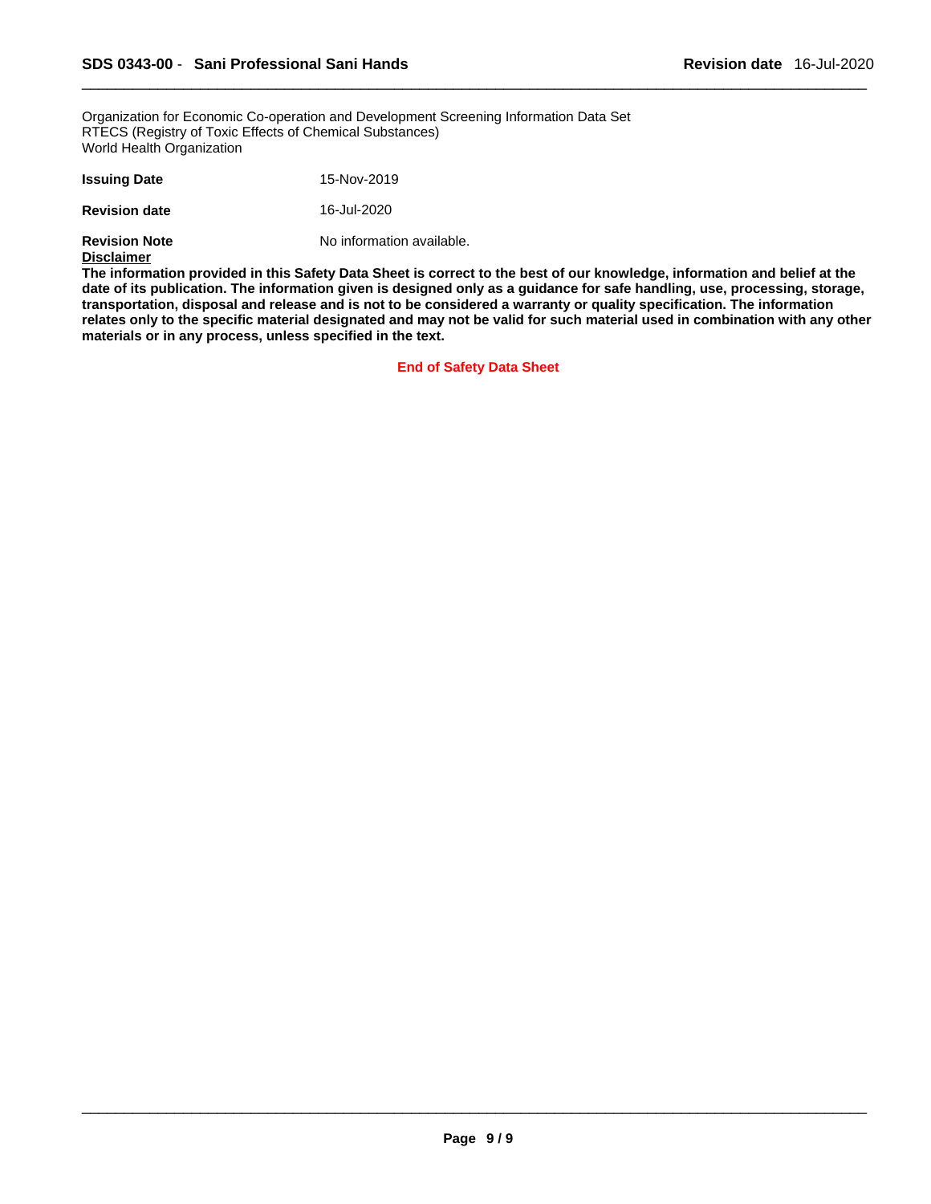Organization for Economic Co-operation and Development Screening Information Data Set
RTECS (Registry of Toxic Effects of Chemical Substances)
World Health Organization

| | |
|---|---|
| **Issuing Date** | 15-Nov-2019 |
| **Revision date** | 16-Jul-2020 |
| **Revision Note** | No information available. |

**Disclaimer**

**The information provided in this Safety Data Sheet is correct to the best of our knowledge, information and belief at the date of its publication. The information given is designed only as a guidance for safe handling, use, processing, storage, transportation, disposal and release and is not to be considered a warranty or quality specification. The information relates only to the specific material designated and may not be valid for such material used in combination with any other materials or in any process, unless specified in the text.**

**End of Safety Data Sheet**